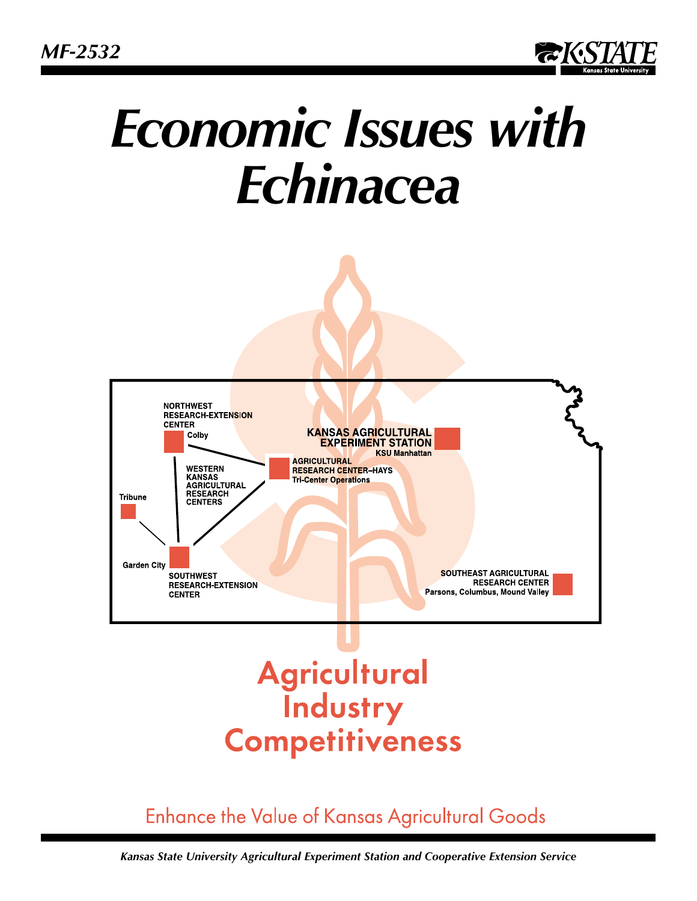MF-2532

# Economic Issues with Echinacea

NORTHWEST RESEARCH-EXTENSION CENTER
Colby

KANSAS AGRICULTURAL EXPERIMENT STATION
KSU Manhattan

AGRICULTURAL RESEARCH CENTER–HAYS
Tri-Center Operations

WESTERN KANSAS AGRICULTURAL RESEARCH CENTERS

Tribune

Garden City

SOUTHWEST RESEARCH-EXTENSION CENTER

SOUTHEAST AGRICULTURAL RESEARCH CENTER
Parsons, Columbus, Mound Valley

## Agricultural Industry Competitiveness

Enhance the Value of Kansas Agricultural Goods

*Kansas State University Agricultural Experiment Station and Cooperative Extension Service*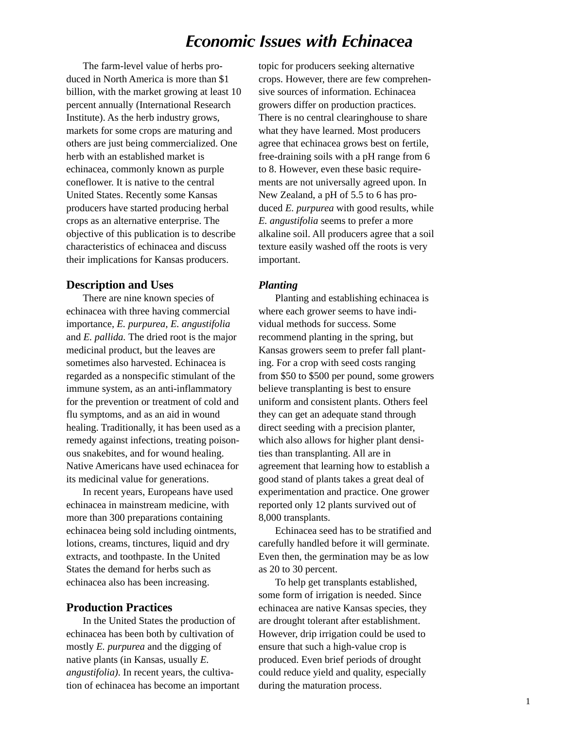# Economic Issues with Echinacea

The farm-level value of herbs produced in North America is more than $1 billion, with the market growing at least 10 percent annually (International Research Institute). As the herb industry grows, markets for some crops are maturing and others are just being commercialized. One herb with an established market is echinacea, commonly known as purple coneflower. It is native to the central United States. Recently some Kansas producers have started producing herbal crops as an alternative enterprise. The objective of this publication is to describe characteristics of echinacea and discuss their implications for Kansas producers.

## Description and Uses

There are nine known species of echinacea with three having commercial importance, *E. purpurea, E. angustifolia* and *E. pallida.* The dried root is the major medicinal product, but the leaves are sometimes also harvested. Echinacea is regarded as a nonspecific stimulant of the immune system, as an anti-inflammatory for the prevention or treatment of cold and flu symptoms, and as an aid in wound healing. Traditionally, it has been used as a remedy against infections, treating poisonous snakebites, and for wound healing. Native Americans have used echinacea for its medicinal value for generations.

In recent years, Europeans have used echinacea in mainstream medicine, with more than 300 preparations containing echinacea being sold including ointments, lotions, creams, tinctures, liquid and dry extracts, and toothpaste. In the United States the demand for herbs such as echinacea also has been increasing.

## Production Practices

In the United States the production of echinacea has been both by cultivation of mostly *E. purpurea* and the digging of native plants (in Kansas, usually *E. angustifolia)*. In recent years, the cultivation of echinacea has become an important topic for producers seeking alternative crops. However, there are few comprehensive sources of information. Echinacea growers differ on production practices. There is no central clearinghouse to share what they have learned. Most producers agree that echinacea grows best on fertile, free-draining soils with a pH range from 6 to 8. However, even these basic requirements are not universally agreed upon. In New Zealand, a pH of 5.5 to 6 has produced *E. purpurea* with good results, while *E. angustifolia* seems to prefer a more alkaline soil. All producers agree that a soil texture easily washed off the roots is very important.

### *Planting*

Planting and establishing echinacea is where each grower seems to have individual methods for success. Some recommend planting in the spring, but Kansas growers seem to prefer fall planting. For a crop with seed costs ranging from $50 to $500 per pound, some growers believe transplanting is best to ensure uniform and consistent plants. Others feel they can get an adequate stand through direct seeding with a precision planter, which also allows for higher plant densities than transplanting. All are in agreement that learning how to establish a good stand of plants takes a great deal of experimentation and practice. One grower reported only 12 plants survived out of 8,000 transplants.

Echinacea seed has to be stratified and carefully handled before it will germinate. Even then, the germination may be as low as 20 to 30 percent.

To help get transplants established, some form of irrigation is needed. Since echinacea are native Kansas species, they are drought tolerant after establishment. However, drip irrigation could be used to ensure that such a high-value crop is produced. Even brief periods of drought could reduce yield and quality, especially during the maturation process.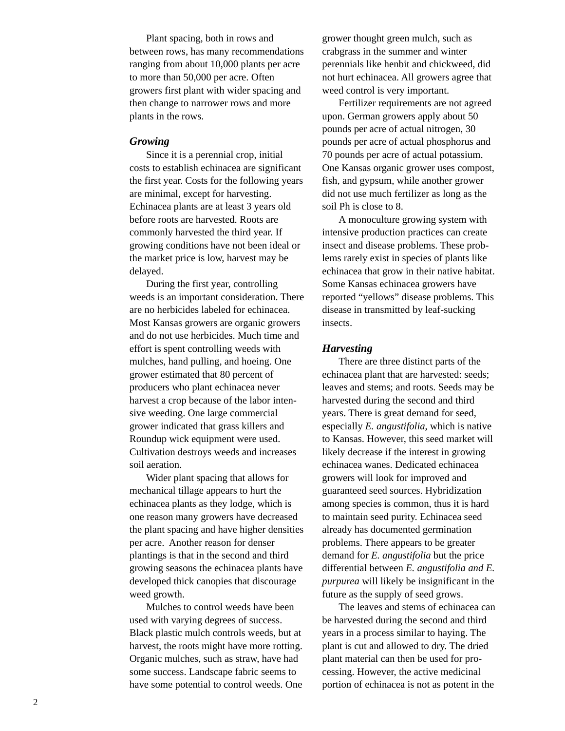Plant spacing, both in rows and between rows, has many recommendations ranging from about 10,000 plants per acre to more than 50,000 per acre. Often growers first plant with wider spacing and then change to narrower rows and more plants in the rows.

### *Growing*

Since it is a perennial crop, initial costs to establish echinacea are significant the first year. Costs for the following years are minimal, except for harvesting. Echinacea plants are at least 3 years old before roots are harvested. Roots are commonly harvested the third year. If growing conditions have not been ideal or the market price is low, harvest may be delayed.

During the first year, controlling weeds is an important consideration. There are no herbicides labeled for echinacea. Most Kansas growers are organic growers and do not use herbicides. Much time and effort is spent controlling weeds with mulches, hand pulling, and hoeing. One grower estimated that 80 percent of producers who plant echinacea never harvest a crop because of the labor intensive weeding. One large commercial grower indicated that grass killers and Roundup wick equipment were used. Cultivation destroys weeds and increases soil aeration.

Wider plant spacing that allows for mechanical tillage appears to hurt the echinacea plants as they lodge, which is one reason many growers have decreased the plant spacing and have higher densities per acre. Another reason for denser plantings is that in the second and third growing seasons the echinacea plants have developed thick canopies that discourage weed growth.

Mulches to control weeds have been used with varying degrees of success. Black plastic mulch controls weeds, but at harvest, the roots might have more rotting. Organic mulches, such as straw, have had some success. Landscape fabric seems to have some potential to control weeds. One grower thought green mulch, such as crabgrass in the summer and winter perennials like henbit and chickweed, did not hurt echinacea. All growers agree that weed control is very important.

Fertilizer requirements are not agreed upon. German growers apply about 50 pounds per acre of actual nitrogen, 30 pounds per acre of actual phosphorus and 70 pounds per acre of actual potassium. One Kansas organic grower uses compost, fish, and gypsum, while another grower did not use much fertilizer as long as the soil Ph is close to 8.

A monoculture growing system with intensive production practices can create insect and disease problems. These problems rarely exist in species of plants like echinacea that grow in their native habitat. Some Kansas echinacea growers have reported “yellows” disease problems. This disease in transmitted by leaf-sucking insects.

### *Harvesting*

There are three distinct parts of the echinacea plant that are harvested: seeds; leaves and stems; and roots. Seeds may be harvested during the second and third years. There is great demand for seed, especially *E. angustifolia*, which is native to Kansas. However, this seed market will likely decrease if the interest in growing echinacea wanes. Dedicated echinacea growers will look for improved and guaranteed seed sources. Hybridization among species is common, thus it is hard to maintain seed purity. Echinacea seed already has documented germination problems. There appears to be greater demand for *E. angustifolia* but the price differential between *E. angustifolia and E. purpurea* will likely be insignificant in the future as the supply of seed grows.

The leaves and stems of echinacea can be harvested during the second and third years in a process similar to haying. The plant is cut and allowed to dry. The dried plant material can then be used for processing. However, the active medicinal portion of echinacea is not as potent in the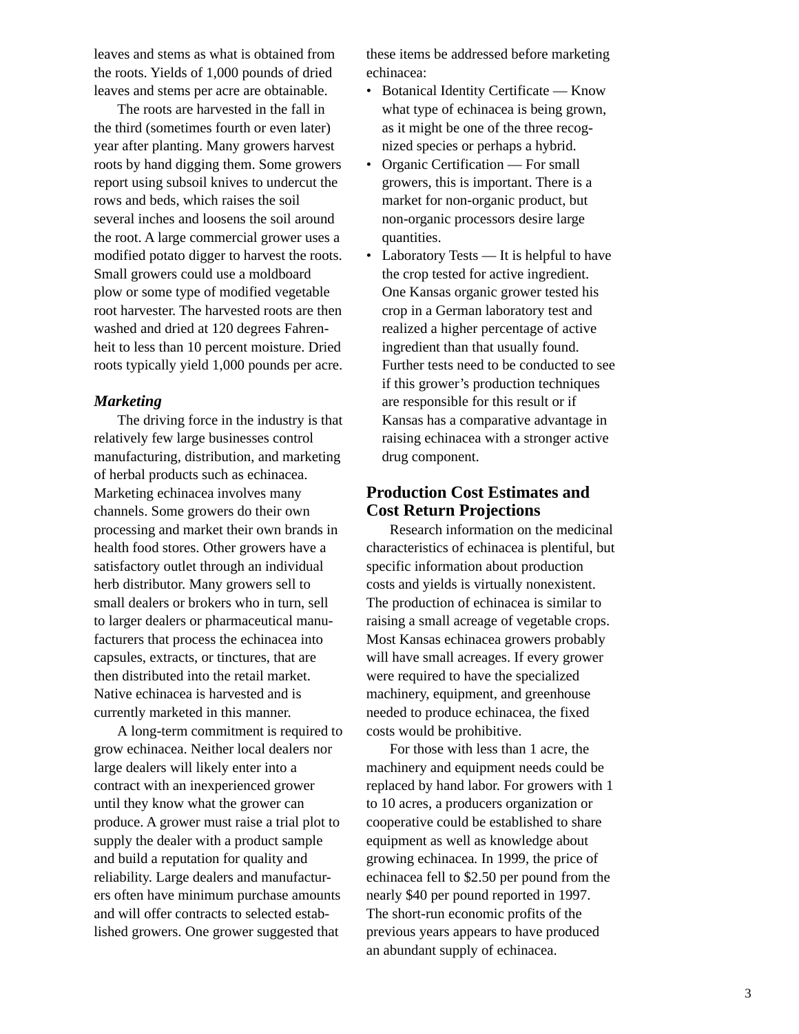leaves and stems as what is obtained from the roots. Yields of 1,000 pounds of dried leaves and stems per acre are obtainable.

The roots are harvested in the fall in the third (sometimes fourth or even later) year after planting. Many growers harvest roots by hand digging them. Some growers report using subsoil knives to undercut the rows and beds, which raises the soil several inches and loosens the soil around the root. A large commercial grower uses a modified potato digger to harvest the roots. Small growers could use a moldboard plow or some type of modified vegetable root harvester. The harvested roots are then washed and dried at 120 degrees Fahrenheit to less than 10 percent moisture. Dried roots typically yield 1,000 pounds per acre.

### *Marketing*

The driving force in the industry is that relatively few large businesses control manufacturing, distribution, and marketing of herbal products such as echinacea. Marketing echinacea involves many channels. Some growers do their own processing and market their own brands in health food stores. Other growers have a satisfactory outlet through an individual herb distributor. Many growers sell to small dealers or brokers who in turn, sell to larger dealers or pharmaceutical manufacturers that process the echinacea into capsules, extracts, or tinctures, that are then distributed into the retail market. Native echinacea is harvested and is currently marketed in this manner.

A long-term commitment is required to grow echinacea. Neither local dealers nor large dealers will likely enter into a contract with an inexperienced grower until they know what the grower can produce. A grower must raise a trial plot to supply the dealer with a product sample and build a reputation for quality and reliability. Large dealers and manufacturers often have minimum purchase amounts and will offer contracts to selected established growers. One grower suggested that these items be addressed before marketing echinacea:

- Botanical Identity Certificate — Know what type of echinacea is being grown, as it might be one of the three recognized species or perhaps a hybrid.
- Organic Certification — For small growers, this is important. There is a market for non-organic product, but non-organic processors desire large quantities.
- Laboratory Tests — It is helpful to have the crop tested for active ingredient. One Kansas organic grower tested his crop in a German laboratory test and realized a higher percentage of active ingredient than that usually found. Further tests need to be conducted to see if this grower's production techniques are responsible for this result or if Kansas has a comparative advantage in raising echinacea with a stronger active drug component.

## Production Cost Estimates and Cost Return Projections

Research information on the medicinal characteristics of echinacea is plentiful, but specific information about production costs and yields is virtually nonexistent. The production of echinacea is similar to raising a small acreage of vegetable crops. Most Kansas echinacea growers probably will have small acreages. If every grower were required to have the specialized machinery, equipment, and greenhouse needed to produce echinacea, the fixed costs would be prohibitive.

For those with less than 1 acre, the machinery and equipment needs could be replaced by hand labor. For growers with 1 to 10 acres, a producers organization or cooperative could be established to share equipment as well as knowledge about growing echinacea. In 1999, the price of echinacea fell to $2.50 per pound from the nearly $40 per pound reported in 1997. The short-run economic profits of the previous years appears to have produced an abundant supply of echinacea.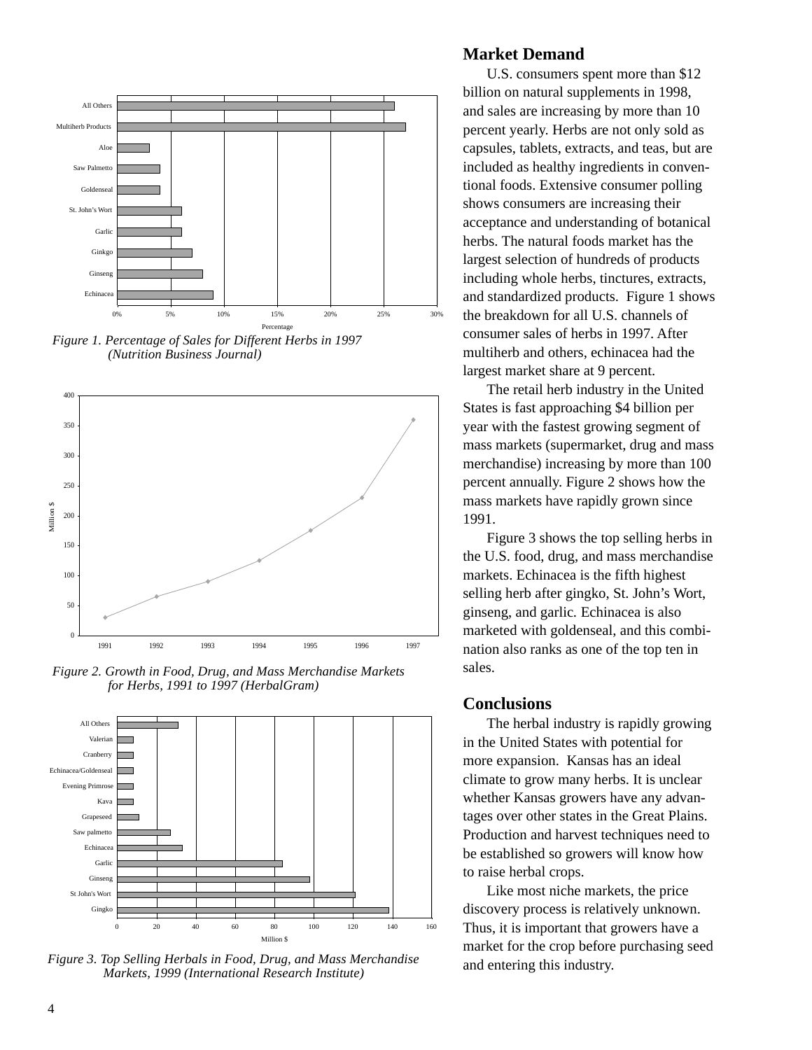Figure 1. Percentage of Sales for Different Herbs in 1997 (Nutrition Business Journal)

Figure 2. Growth in Food, Drug, and Mass Merchandise Markets for Herbs, 1991 to 1997 (HerbalGram)

Figure 3. Top Selling Herbals in Food, Drug, and Mass Merchandise Markets, 1999 (International Research Institute)

## Market Demand

U.S. consumers spent more than $12 billion on natural supplements in 1998, and sales are increasing by more than 10 percent yearly. Herbs are not only sold as capsules, tablets, extracts, and teas, but are included as healthy ingredients in conventional foods. Extensive consumer polling shows consumers are increasing their acceptance and understanding of botanical herbs. The natural foods market has the largest selection of hundreds of products including whole herbs, tinctures, extracts, and standardized products. Figure 1 shows the breakdown for all U.S. channels of consumer sales of herbs in 1997. After multiherb and others, echinacea had the largest market share at 9 percent.

The retail herb industry in the United States is fast approaching $4 billion per year with the fastest growing segment of mass markets (supermarket, drug and mass merchandise) increasing by more than 100 percent annually. Figure 2 shows how the mass markets have rapidly grown since 1991.

Figure 3 shows the top selling herbs in the U.S. food, drug, and mass merchandise markets. Echinacea is the fifth highest selling herb after gingko, St. John's Wort, ginseng, and garlic. Echinacea is also marketed with goldenseal, and this combination also ranks as one of the top ten in sales.

## Conclusions

The herbal industry is rapidly growing in the United States with potential for more expansion. Kansas has an ideal climate to grow many herbs. It is unclear whether Kansas growers have any advantages over other states in the Great Plains. Production and harvest techniques need to be established so growers will know how to raise herbal crops.

Like most niche markets, the price discovery process is relatively unknown. Thus, it is important that growers have a market for the crop before purchasing seed and entering this industry.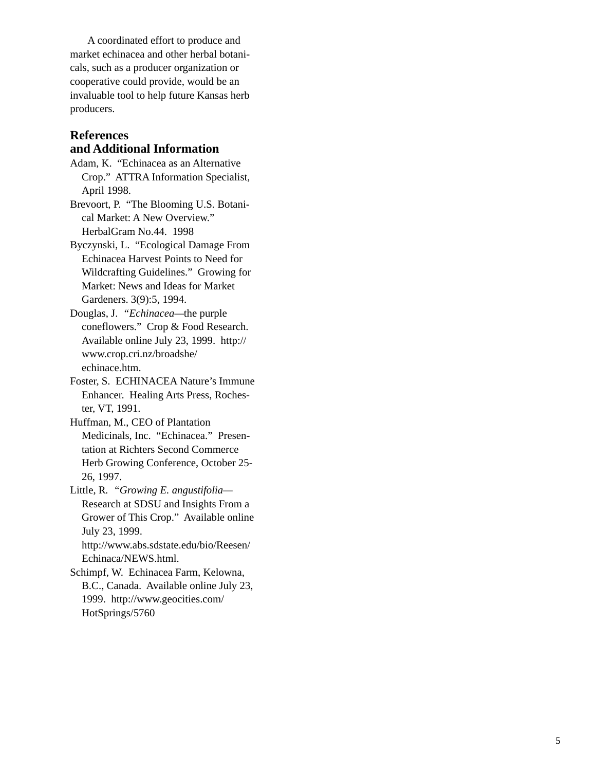A coordinated effort to produce and market echinacea and other herbal botanicals, such as a producer organization or cooperative could provide, would be an invaluable tool to help future Kansas herb producers.

## References and Additional Information

Adam, K. "Echinacea as an Alternative Crop." ATTRA Information Specialist, April 1998.

Brevoort, P. "The Blooming U.S. Botanical Market: A New Overview." HerbalGram No.44. 1998

Byczynski, L. "Ecological Damage From Echinacea Harvest Points to Need for Wildcrafting Guidelines." Growing for Market: News and Ideas for Market Gardeners. 3(9):5, 1994.

Douglas, J. "*Echinacea*—the purple coneflowers." Crop & Food Research. Available online July 23, 1999. http://www.crop.cri.nz/broadshe/echinace.htm.

Foster, S. ECHINACEA Nature's Immune Enhancer. Healing Arts Press, Rochester, VT, 1991.

Huffman, M., CEO of Plantation Medicinals, Inc. "Echinacea." Presentation at Richters Second Commerce Herb Growing Conference, October 25-26, 1997.

Little, R. "*Growing E. angustifolia*—Research at SDSU and Insights From a Grower of This Crop." Available online July 23, 1999. http://www.abs.sdstate.edu/bio/Reesen/Echinaca/NEWS.html.

Schimpf, W. Echinacea Farm, Kelowna, B.C., Canada. Available online July 23, 1999. http://www.geocities.com/HotSprings/5760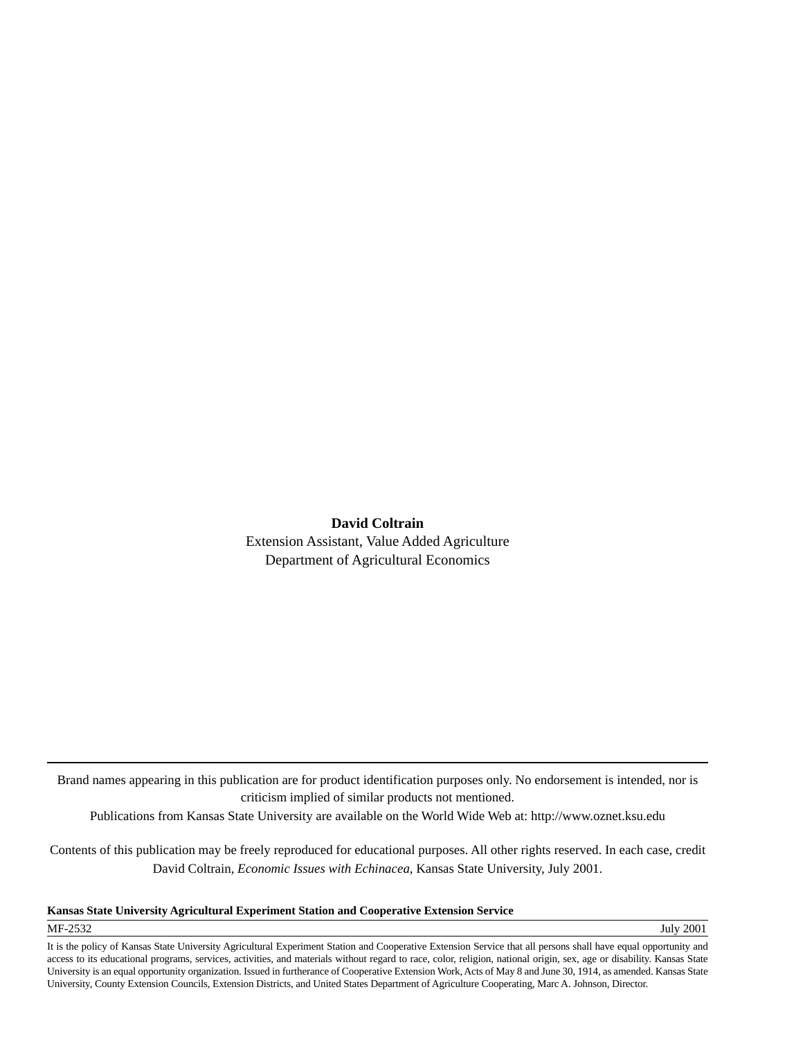**David Coltrain**
Extension Assistant, Value Added Agriculture
Department of Agricultural Economics

---

Brand names appearing in this publication are for product identification purposes only. No endorsement is intended, nor is criticism implied of similar products not mentioned.

Publications from Kansas State University are available on the World Wide Web at: http://www.oznet.ksu.edu

Contents of this publication may be freely reproduced for educational purposes. All other rights reserved. In each case, credit David Coltrain, *Economic Issues with Echinacea*, Kansas State University, July 2001.

**Kansas State University Agricultural Experiment Station and Cooperative Extension Service**

MF-2532 July 2001

It is the policy of Kansas State University Agricultural Experiment Station and Cooperative Extension Service that all persons shall have equal opportunity and access to its educational programs, services, activities, and materials without regard to race, color, religion, national origin, sex, age or disability. Kansas State University is an equal opportunity organization. Issued in furtherance of Cooperative Extension Work, Acts of May 8 and June 30, 1914, as amended. Kansas State University, County Extension Councils, Extension Districts, and United States Department of Agriculture Cooperating, Marc A. Johnson, Director.